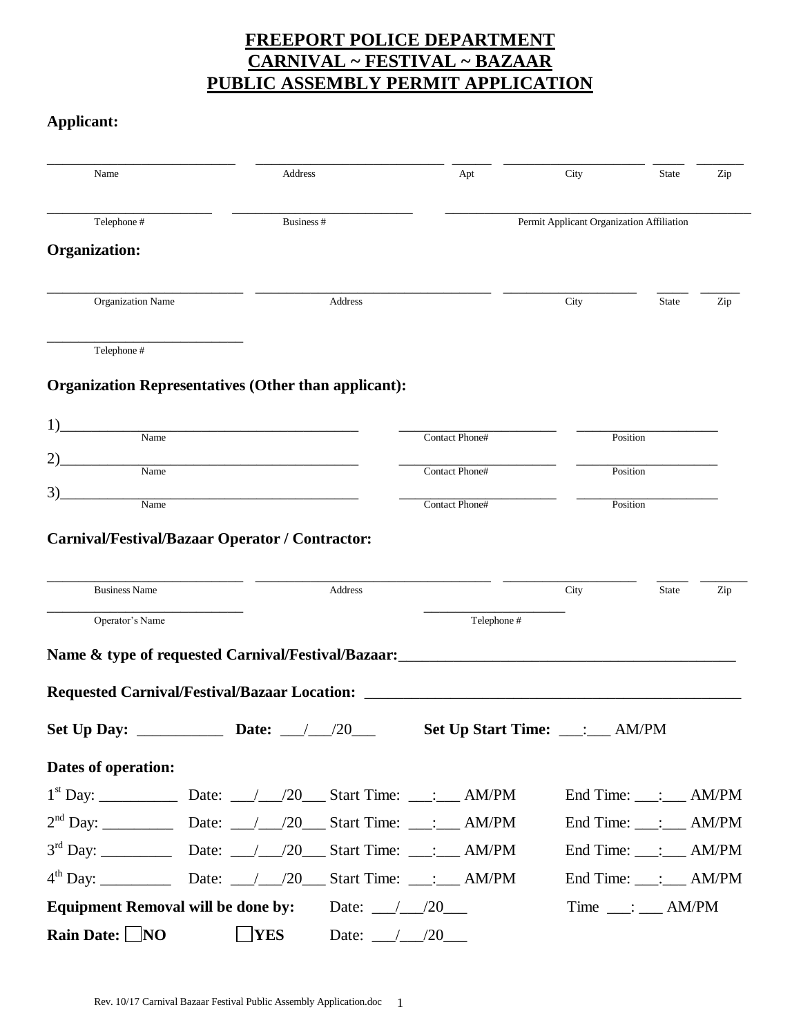# FREEPORT POLICE DEPARTMENT
# CARNIVAL ~ FESTIVAL ~ BAZAAR
# PUBLIC ASSEMBLY PERMIT APPLICATION

**Applicant:**

___________________________ ___________________________ ______ ____________________ _____ _______
Name Address Apt City State Zip

________________________ __________________________ ____________________________________________
Telephone # Business # Permit Applicant Organization Affiliation

**Organization:**

____________________________ __________________________________ ___________________ _____ ______
Organization Name Address City State Zip

____________________________
Telephone #

**Organization Representatives (Other than applicant):**

1)_________________________________________ ______________________ ____________________
Name Contact Phone# Position

2)_________________________________________ ______________________ ____________________
Name Contact Phone# Position

3)_________________________________________ ______________________ ____________________
Name Contact Phone# Position

**Carnival/Festival/Bazaar Operator / Contractor:**

____________________________ __________________________________ ___________________ _____ _______
Business Name Address City State Zip

____________________________ ____________________
Operator's Name Telephone #

**Name & type of requested Carnival/Festival/Bazaar:**____________________________________________

**Requested Carnival/Festival/Bazaar Location:** __________________________________________________

**Set Up Day:** ___________ **Date:** ___/___/20___ **Set Up Start Time:** ___:___ AM/PM

**Dates of operation:**

1st Day: __________ Date: ___/___/20___ Start Time: ___:___ AM/PM End Time: ___:___ AM/PM

2nd Day: _________ Date: ___/___/20___ Start Time: ___:___ AM/PM End Time: ___:___ AM/PM

3rd Day: _________ Date: ___/___/20___ Start Time: ___:___ AM/PM End Time: ___:___ AM/PM

4th Day: _________ Date: ___/___/20___ Start Time: ___:___ AM/PM End Time: ___:___ AM/PM

**Equipment Removal will be done by:** Date: ___/___/20___ Time ___: ___ AM/PM

**Rain Date:** ☐ **NO** ☐ **YES** Date: ___/___/20___

Rev. 10/17 Carnival Bazaar Festival Public Assembly Application.doc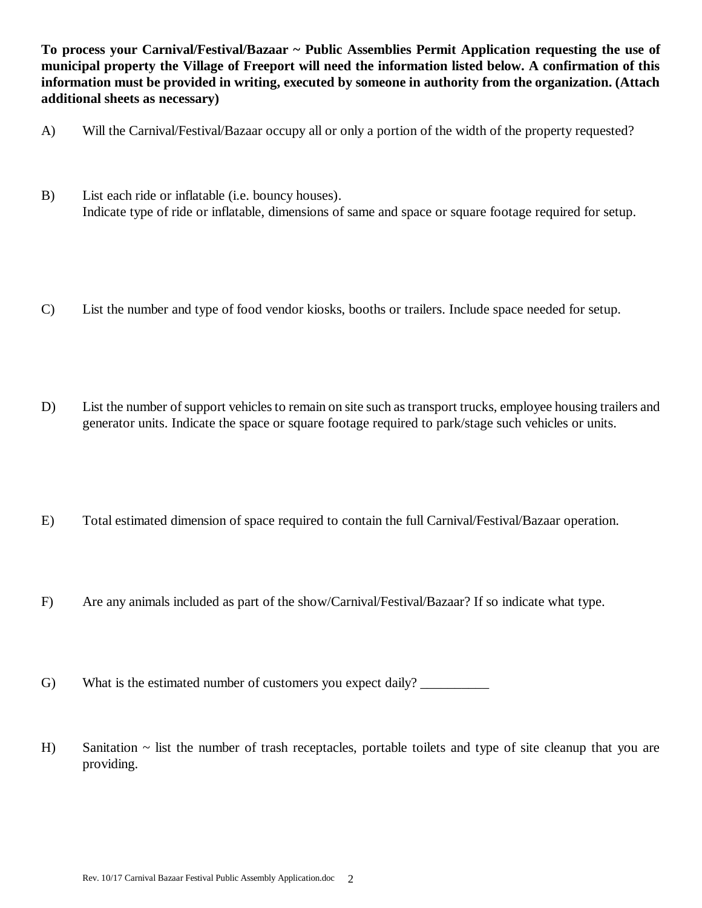**To process your Carnival/Festival/Bazaar ~ Public Assemblies Permit Application requesting the use of municipal property the Village of Freeport will need the information listed below. A confirmation of this information must be provided in writing, executed by someone in authority from the organization. (Attach additional sheets as necessary)**

A) Will the Carnival/Festival/Bazaar occupy all or only a portion of the width of the property requested?

B) List each ride or inflatable (i.e. bouncy houses).
Indicate type of ride or inflatable, dimensions of same and space or square footage required for setup.

C) List the number and type of food vendor kiosks, booths or trailers. Include space needed for setup.

D) List the number of support vehicles to remain on site such as transport trucks, employee housing trailers and generator units. Indicate the space or square footage required to park/stage such vehicles or units.

E) Total estimated dimension of space required to contain the full Carnival/Festival/Bazaar operation.

F) Are any animals included as part of the show/Carnival/Festival/Bazaar? If so indicate what type.

G) What is the estimated number of customers you expect daily? __________

H) Sanitation ~ list the number of trash receptacles, portable toilets and type of site cleanup that you are providing.

Rev. 10/17 Carnival Bazaar Festival Public Assembly Application.doc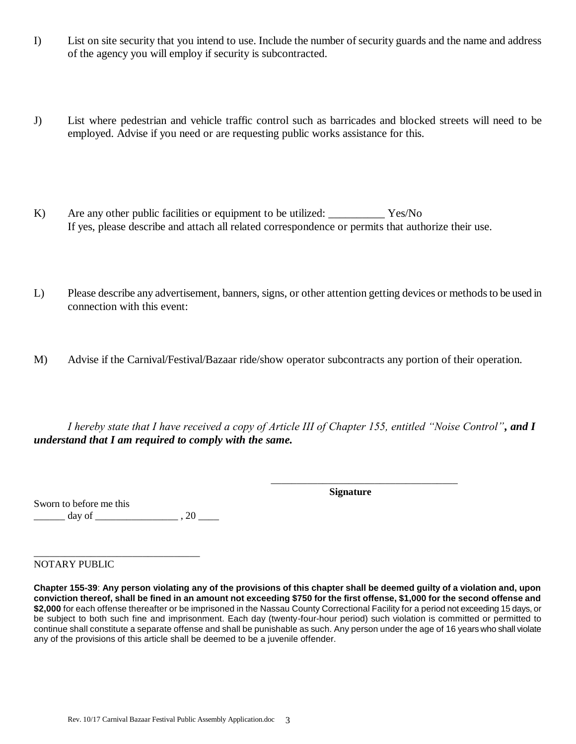I) List on site security that you intend to use. Include the number of security guards and the name and address of the agency you will employ if security is subcontracted.

J) List where pedestrian and vehicle traffic control such as barricades and blocked streets will need to be employed. Advise if you need or are requesting public works assistance for this.

K) Are any other public facilities or equipment to be utilized: __________ Yes/No
If yes, please describe and attach all related correspondence or permits that authorize their use.

L) Please describe any advertisement, banners, signs, or other attention getting devices or methods to be used in connection with this event:

M) Advise if the Carnival/Festival/Bazaar ride/show operator subcontracts any portion of their operation.

*I hereby state that I have received a copy of Article III of Chapter 155, entitled "Noise Control"**, and I understand that I am required to comply with the same.***

____________________________________
**Signature**

Sworn to before me this
______ day of ________________ , 20 ____

________________________________
NOTARY PUBLIC

**Chapter 155-39**: **Any person violating any of the provisions of this chapter shall be deemed guilty of a violation and, upon conviction thereof, shall be fined in an amount not exceeding $750 for the first offense, $1,000 for the second offense and $2,000** for each offense thereafter or be imprisoned in the Nassau County Correctional Facility for a period not exceeding 15 days, or be subject to both such fine and imprisonment. Each day (twenty-four-hour period) such violation is committed or permitted to continue shall constitute a separate offense and shall be punishable as such. Any person under the age of 16 years who shall violate any of the provisions of this article shall be deemed to be a juvenile offender.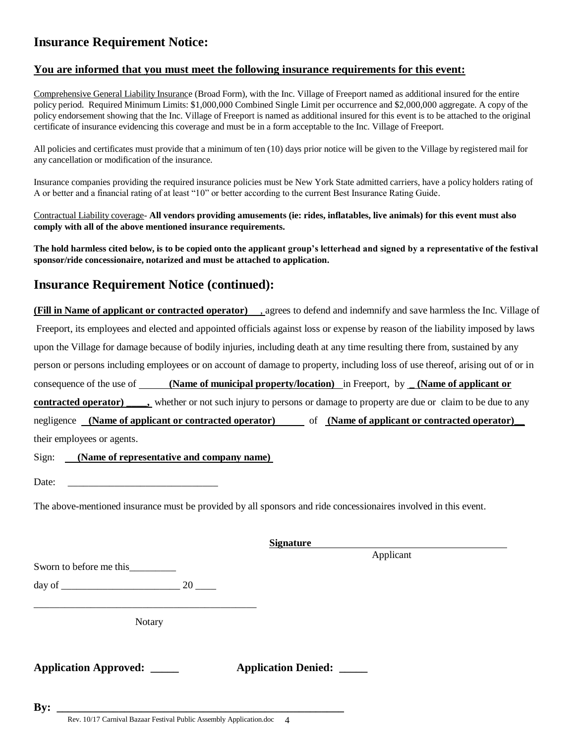## Insurance Requirement Notice:

**You are informed that you must meet the following insurance requirements for this event:**

Comprehensive General Liability Insurance (Broad Form), with the Inc. Village of Freeport named as additional insured for the entire policy period. Required Minimum Limits: $1,000,000 Combined Single Limit per occurrence and $2,000,000 aggregate. A copy of the policy endorsement showing that the Inc. Village of Freeport is named as additional insured for this event is to be attached to the original certificate of insurance evidencing this coverage and must be in a form acceptable to the Inc. Village of Freeport.

All policies and certificates must provide that a minimum of ten (10) days prior notice will be given to the Village by registered mail for any cancellation or modification of the insurance.

Insurance companies providing the required insurance policies must be New York State admitted carriers, have a policy holders rating of A or better and a financial rating of at least "10" or better according to the current Best Insurance Rating Guide.

Contractual Liability coverage- **All vendors providing amusements (ie: rides, inflatables, live animals) for this event must also comply with all of the above mentioned insurance requirements.**

**The hold harmless cited below, is to be copied onto the applicant group's letterhead and signed by a representative of the festival sponsor/ride concessionaire, notarized and must be attached to application.**

## Insurance Requirement Notice (continued):

**(Fill in Name of applicant or contracted operator)** , agrees to defend and indemnify and save harmless the Inc. Village of Freeport, its employees and elected and appointed officials against loss or expense by reason of the liability imposed by laws upon the Village for damage because of bodily injuries, including death at any time resulting there from, sustained by any person or persons including employees or on account of damage to property, including loss of use thereof, arising out of or in consequence of the use of **(Name of municipal property/location)** in Freeport, by **_ (Name of applicant or contracted operator) ____,** whether or not such injury to persons or damage to property are due or claim to be due to any negligence **(Name of applicant or contracted operator)** of **(Name of applicant or contracted operator)__** their employees or agents.

Sign: **(Name of representative and company name)**

Date: _____________________________

The above-mentioned insurance must be provided by all sponsors and ride concessionaires involved in this event.

**Signature** ________________________________________
Applicant

Sworn to before me this_________

day of _______________________ 20 ____

_____________________________________________
Notary

**Application Approved: _____** **Application Denied: _____**

**By: ____________________________________________________**